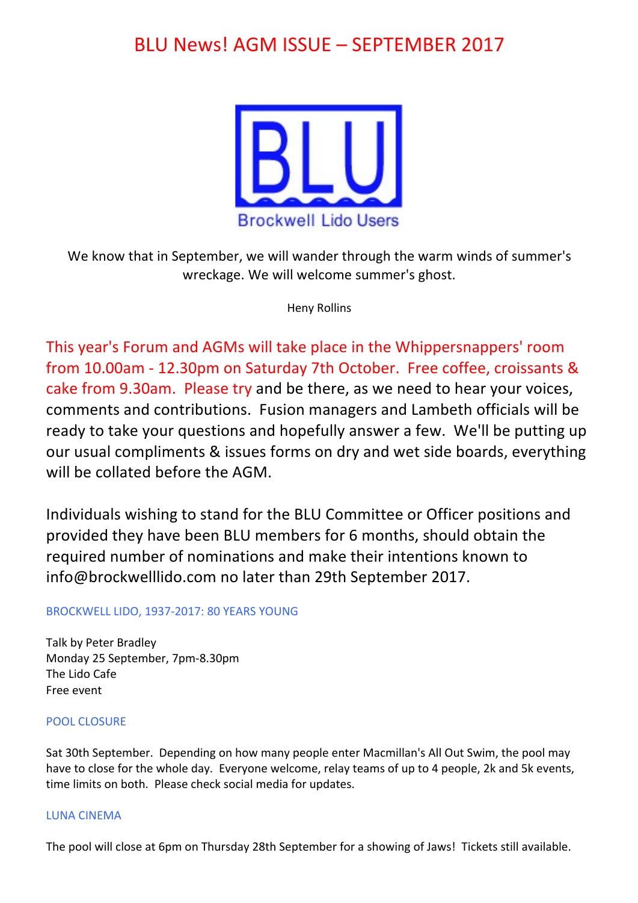# BLU News! AGM ISSUE – SEPTEMBER 2017

BLU
Brockwell Lido Users

We know that in September, we will wander through the warm winds of summer's wreckage. We will welcome summer's ghost.

Heny Rollins

This year's Forum and AGMs will take place in the Whippersnappers' room from 10.00am - 12.30pm on Saturday 7th October. Free coffee, croissants & cake from 9.30am. Please try and be there, as we need to hear your voices, comments and contributions. Fusion managers and Lambeth officials will be ready to take your questions and hopefully answer a few. We'll be putting up our usual compliments & issues forms on dry and wet side boards, everything will be collated before the AGM.

Individuals wishing to stand for the BLU Committee or Officer positions and provided they have been BLU members for 6 months, should obtain the required number of nominations and make their intentions known to info@brockwelllido.com no later than 29th September 2017.

### BROCKWELL LIDO, 1937-2017: 80 YEARS YOUNG

Talk by Peter Bradley
Monday 25 September, 7pm-8.30pm
The Lido Cafe
Free event

### POOL CLOSURE

Sat 30th September. Depending on how many people enter Macmillan's All Out Swim, the pool may have to close for the whole day. Everyone welcome, relay teams of up to 4 people, 2k and 5k events, time limits on both. Please check social media for updates.

### LUNA CINEMA

The pool will close at 6pm on Thursday 28th September for a showing of Jaws! Tickets still available.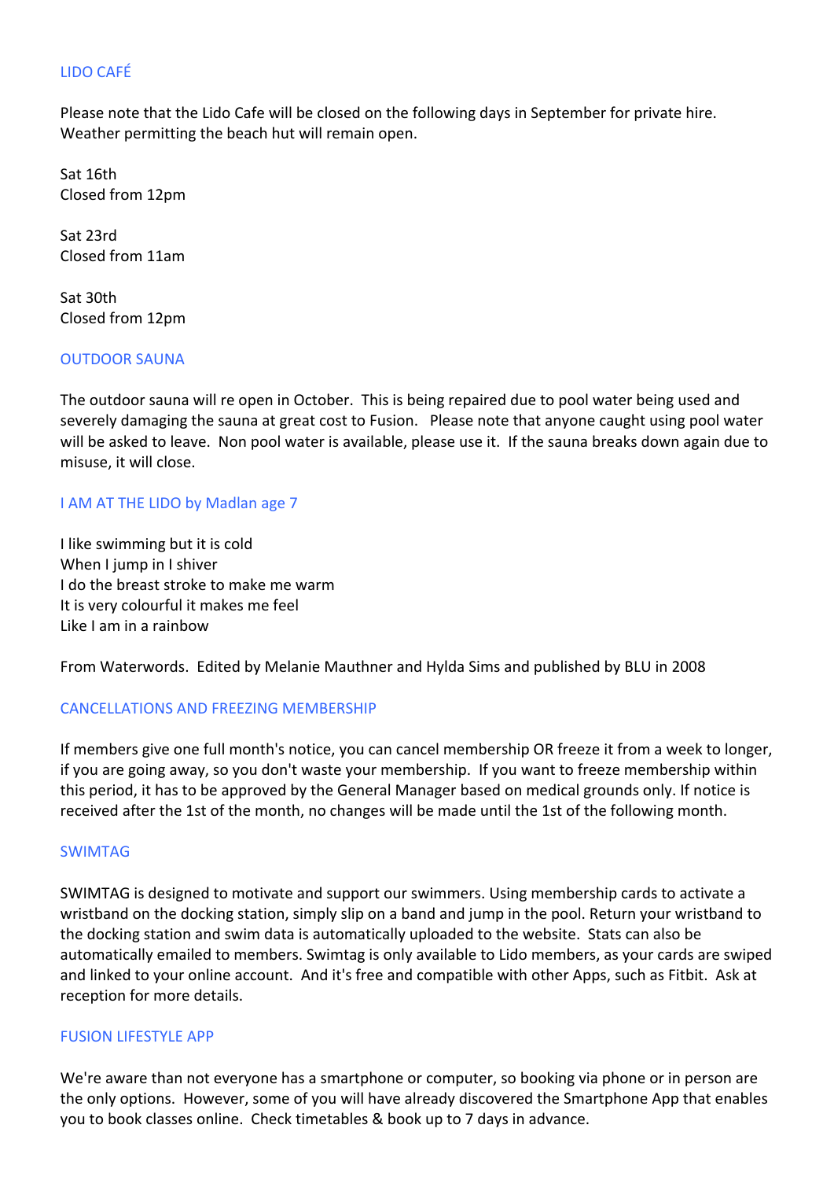## LIDO CAFÉ

Please note that the Lido Cafe will be closed on the following days in September for private hire. Weather permitting the beach hut will remain open.

Sat 16th
Closed from 12pm

Sat 23rd
Closed from 11am

Sat 30th
Closed from 12pm

## OUTDOOR SAUNA

The outdoor sauna will re open in October. This is being repaired due to pool water being used and severely damaging the sauna at great cost to Fusion. Please note that anyone caught using pool water will be asked to leave. Non pool water is available, please use it. If the sauna breaks down again due to misuse, it will close.

## I AM AT THE LIDO by Madlan age 7

I like swimming but it is cold
When I jump in I shiver
I do the breast stroke to make me warm
It is very colourful it makes me feel
Like I am in a rainbow

From Waterwords. Edited by Melanie Mauthner and Hylda Sims and published by BLU in 2008

## CANCELLATIONS AND FREEZING MEMBERSHIP

If members give one full month's notice, you can cancel membership OR freeze it from a week to longer, if you are going away, so you don't waste your membership. If you want to freeze membership within this period, it has to be approved by the General Manager based on medical grounds only. If notice is received after the 1st of the month, no changes will be made until the 1st of the following month.

## SWIMTAG

SWIMTAG is designed to motivate and support our swimmers. Using membership cards to activate a wristband on the docking station, simply slip on a band and jump in the pool. Return your wristband to the docking station and swim data is automatically uploaded to the website. Stats can also be automatically emailed to members. Swimtag is only available to Lido members, as your cards are swiped and linked to your online account. And it's free and compatible with other Apps, such as Fitbit. Ask at reception for more details.

## FUSION LIFESTYLE APP

We're aware than not everyone has a smartphone or computer, so booking via phone or in person are the only options. However, some of you will have already discovered the Smartphone App that enables you to book classes online. Check timetables & book up to 7 days in advance.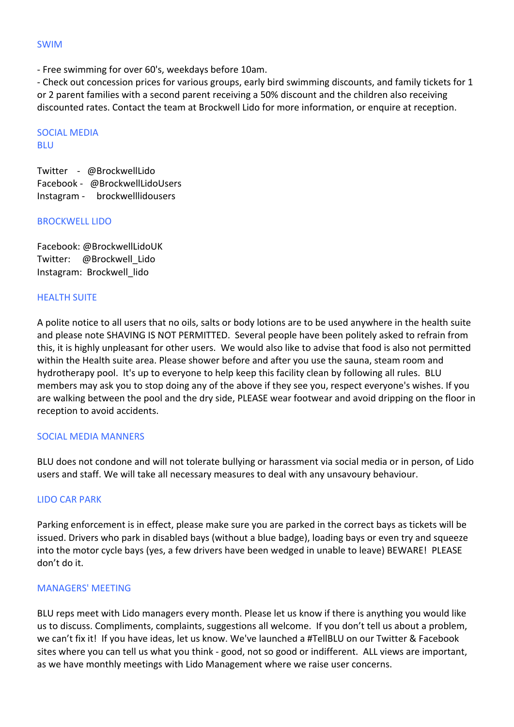## SWIM

- Free swimming for over 60's, weekdays before 10am.
- Check out concession prices for various groups, early bird swimming discounts, and family tickets for 1 or 2 parent families with a second parent receiving a 50% discount and the children also receiving discounted rates. Contact the team at Brockwell Lido for more information, or enquire at reception.

## SOCIAL MEDIA

### BLU

Twitter - @BrockwellLido
Facebook - @BrockwellLidoUsers
Instagram - brockwelllidousers

### BROCKWELL LIDO

Facebook: @BrockwellLidoUK
Twitter: @Brockwell_Lido
Instagram: Brockwell_lido

## HEALTH SUITE

A polite notice to all users that no oils, salts or body lotions are to be used anywhere in the health suite and please note SHAVING IS NOT PERMITTED. Several people have been politely asked to refrain from this, it is highly unpleasant for other users. We would also like to advise that food is also not permitted within the Health suite area. Please shower before and after you use the sauna, steam room and hydrotherapy pool. It's up to everyone to help keep this facility clean by following all rules. BLU members may ask you to stop doing any of the above if they see you, respect everyone's wishes. If you are walking between the pool and the dry side, PLEASE wear footwear and avoid dripping on the floor in reception to avoid accidents.

## SOCIAL MEDIA MANNERS

BLU does not condone and will not tolerate bullying or harassment via social media or in person, of Lido users and staff. We will take all necessary measures to deal with any unsavoury behaviour.

## LIDO CAR PARK

Parking enforcement is in effect, please make sure you are parked in the correct bays as tickets will be issued. Drivers who park in disabled bays (without a blue badge), loading bays or even try and squeeze into the motor cycle bays (yes, a few drivers have been wedged in unable to leave) BEWARE! PLEASE don't do it.

## MANAGERS' MEETING

BLU reps meet with Lido managers every month. Please let us know if there is anything you would like us to discuss. Compliments, complaints, suggestions all welcome. If you don't tell us about a problem, we can't fix it! If you have ideas, let us know. We've launched a #TellBLU on our Twitter & Facebook sites where you can tell us what you think - good, not so good or indifferent. ALL views are important, as we have monthly meetings with Lido Management where we raise user concerns.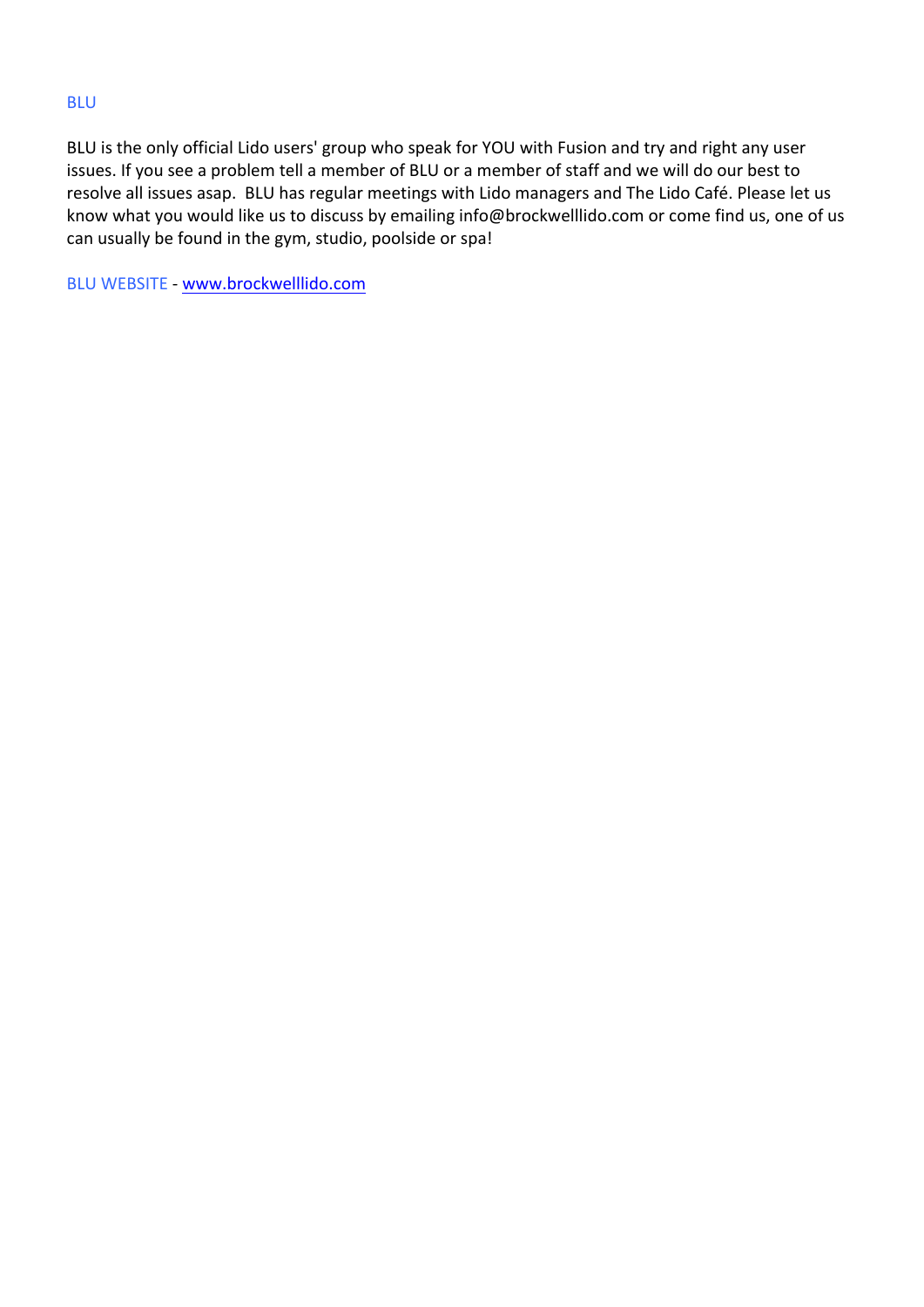## BLU

BLU is the only official Lido users' group who speak for YOU with Fusion and try and right any user issues. If you see a problem tell a member of BLU or a member of staff and we will do our best to resolve all issues asap. BLU has regular meetings with Lido managers and The Lido Café. Please let us know what you would like us to discuss by emailing info@brockwelllido.com or come find us, one of us can usually be found in the gym, studio, poolside or spa!

BLU WEBSITE - [www.brockwelllido.com](http://www.brockwelllido.com)